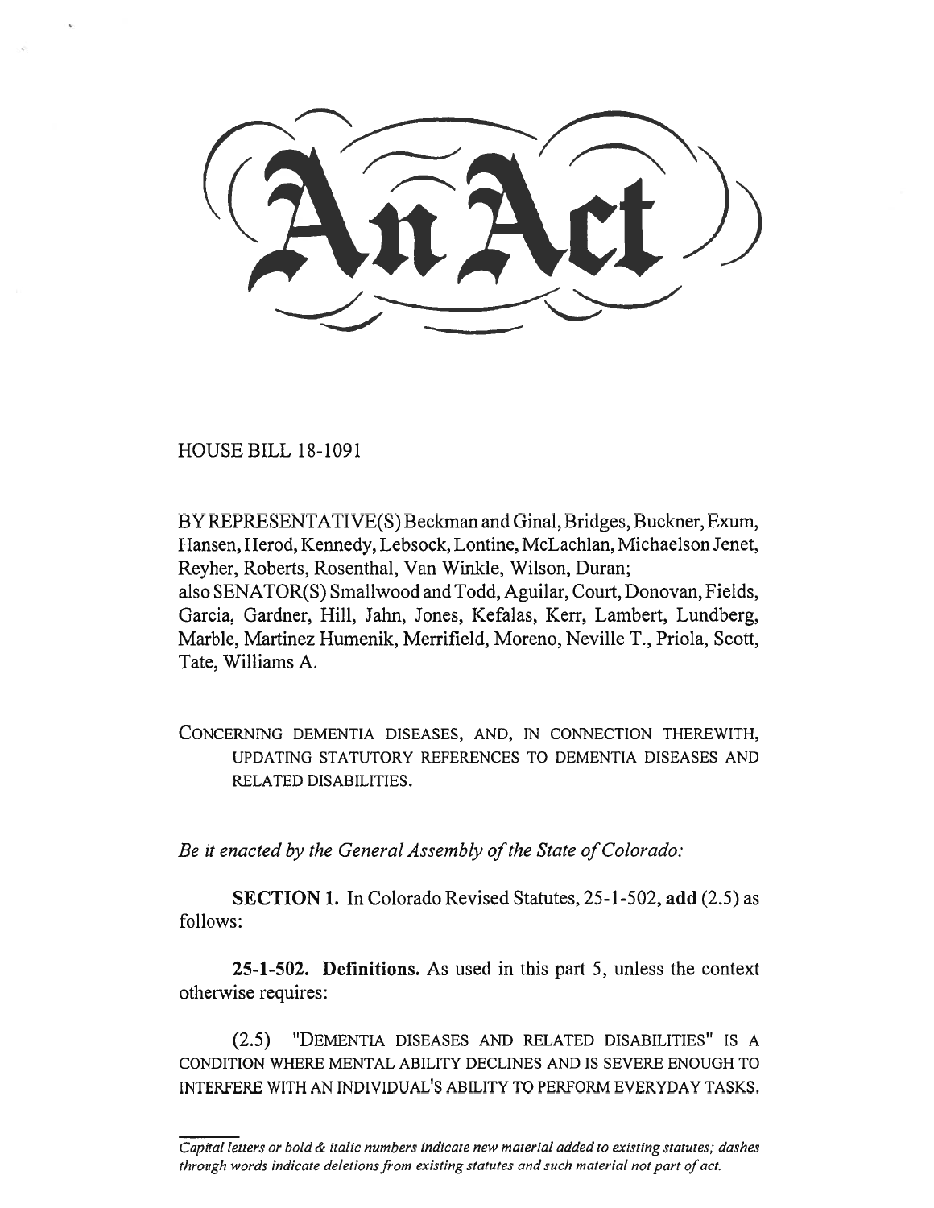# An Act

HOUSE BILL 18-1091

BY REPRESENTATIVE(S) Beckman and Ginal, Bridges, Buckner, Exum, Hansen, Herod, Kennedy, Lebsock, Lontine, McLachlan, Michaelson Jenet, Reyher, Roberts, Rosenthal, Van Winkle, Wilson, Duran;
also SENATOR(S) Smallwood and Todd, Aguilar, Court, Donovan, Fields, Garcia, Gardner, Hill, Jahn, Jones, Kefalas, Kerr, Lambert, Lundberg, Marble, Martinez Humenik, Merrifield, Moreno, Neville T., Priola, Scott, Tate, Williams A.

CONCERNING DEMENTIA DISEASES, AND, IN CONNECTION THEREWITH, UPDATING STATUTORY REFERENCES TO DEMENTIA DISEASES AND RELATED DISABILITIES.

*Be it enacted by the General Assembly of the State of Colorado:*

**SECTION 1.** In Colorado Revised Statutes, 25-1-502, **add** (2.5) as follows:

**25-1-502. Definitions.** As used in this part 5, unless the context otherwise requires:

(2.5) "DEMENTIA DISEASES AND RELATED DISABILITIES" IS A CONDITION WHERE MENTAL ABILITY DECLINES AND IS SEVERE ENOUGH TO INTERFERE WITH AN INDIVIDUAL'S ABILITY TO PERFORM EVERYDAY TASKS.

*Capital letters or bold & italic numbers indicate new material added to existing statutes; dashes through words indicate deletions from existing statutes and such material not part of act.*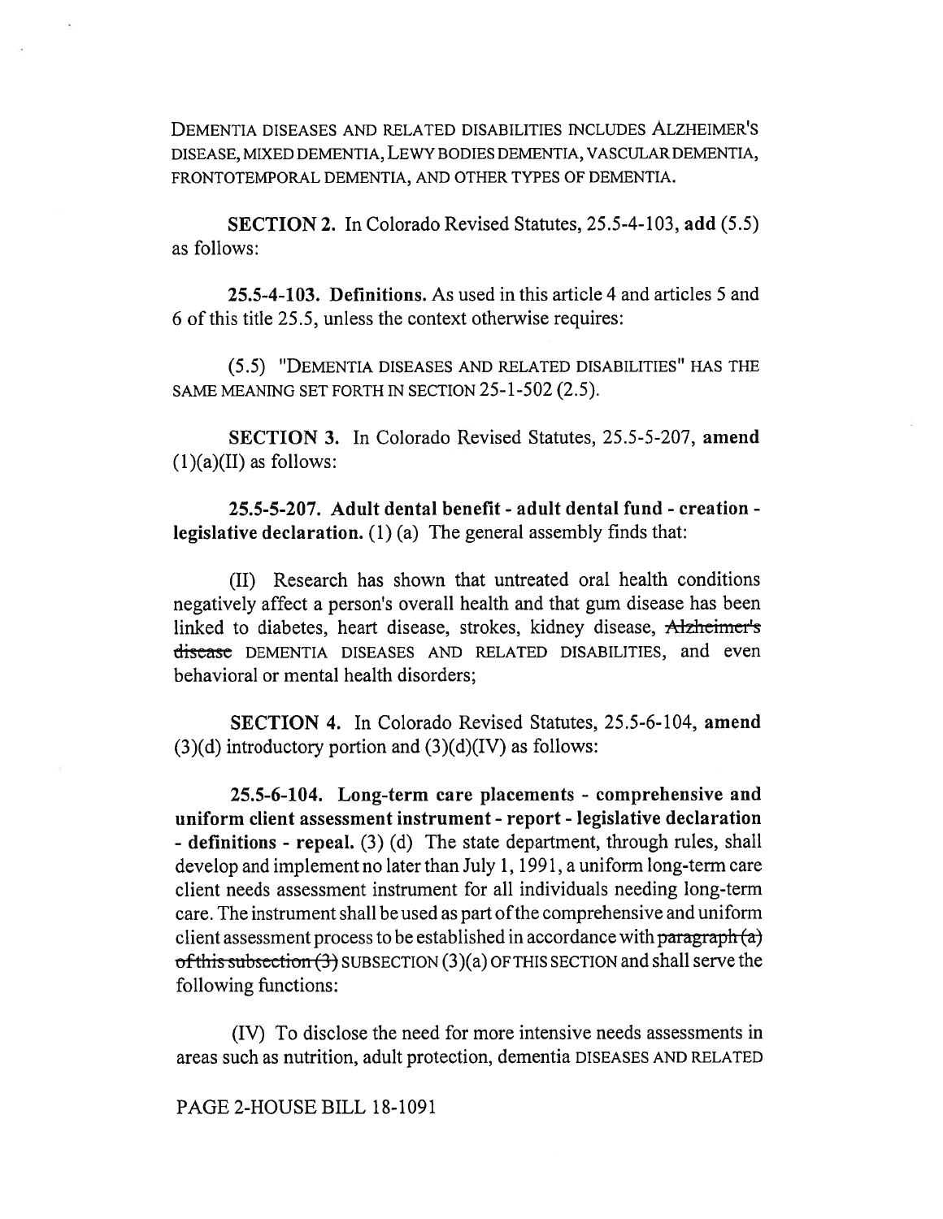DEMENTIA DISEASES AND RELATED DISABILITIES INCLUDES ALZHEIMER'S DISEASE, MIXED DEMENTIA, LEWY BODIES DEMENTIA, VASCULAR DEMENTIA, FRONTOTEMPORAL DEMENTIA, AND OTHER TYPES OF DEMENTIA.

**SECTION 2.** In Colorado Revised Statutes, 25.5-4-103, **add** (5.5) as follows:

**25.5-4-103. Definitions.** As used in this article 4 and articles 5 and 6 of this title 25.5, unless the context otherwise requires:

(5.5) "DEMENTIA DISEASES AND RELATED DISABILITIES" HAS THE SAME MEANING SET FORTH IN SECTION 25-1-502 (2.5).

**SECTION 3.** In Colorado Revised Statutes, 25.5-5-207, **amend** (1)(a)(II) as follows:

**25.5-5-207. Adult dental benefit - adult dental fund - creation - legislative declaration.** (1) (a) The general assembly finds that:

(II) Research has shown that untreated oral health conditions negatively affect a person's overall health and that gum disease has been linked to diabetes, heart disease, strokes, kidney disease, ~~Alzheimer's disease~~ DEMENTIA DISEASES AND RELATED DISABILITIES, and even behavioral or mental health disorders;

**SECTION 4.** In Colorado Revised Statutes, 25.5-6-104, **amend** (3)(d) introductory portion and (3)(d)(IV) as follows:

**25.5-6-104. Long-term care placements - comprehensive and uniform client assessment instrument - report - legislative declaration - definitions - repeal.** (3) (d) The state department, through rules, shall develop and implement no later than July 1, 1991, a uniform long-term care client needs assessment instrument for all individuals needing long-term care. The instrument shall be used as part of the comprehensive and uniform client assessment process to be established in accordance with ~~paragraph (a) of this subsection (3)~~ SUBSECTION (3)(a) OF THIS SECTION and shall serve the following functions:

(IV) To disclose the need for more intensive needs assessments in areas such as nutrition, adult protection, dementia DISEASES AND RELATED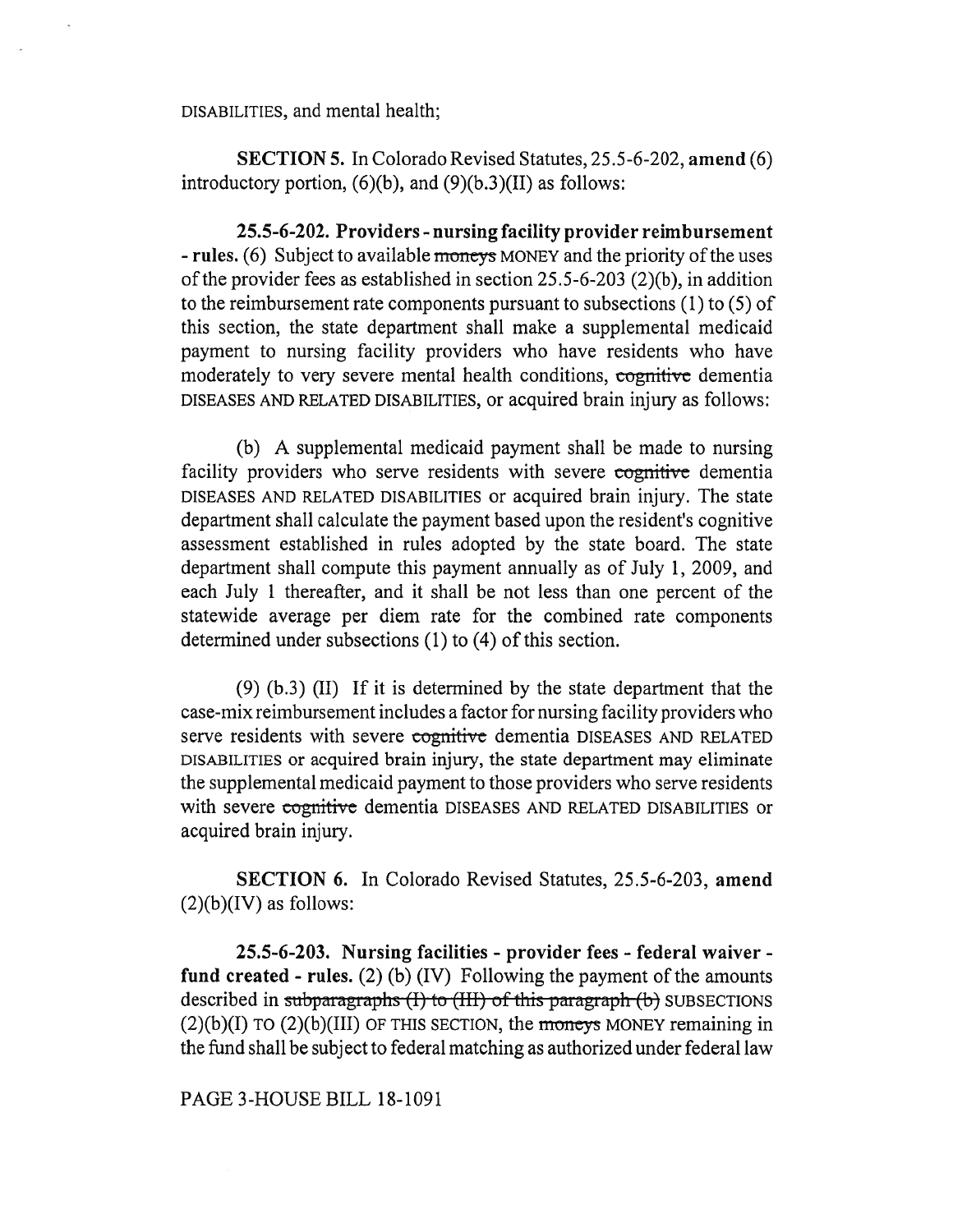DISABILITIES, and mental health;

**SECTION 5.** In Colorado Revised Statutes, 25.5-6-202, **amend** (6) introductory portion, (6)(b), and (9)(b.3)(II) as follows:

**25.5-6-202. Providers - nursing facility provider reimbursement - rules.** (6) Subject to available ~~moneys~~ MONEY and the priority of the uses of the provider fees as established in section 25.5-6-203 (2)(b), in addition to the reimbursement rate components pursuant to subsections (1) to (5) of this section, the state department shall make a supplemental medicaid payment to nursing facility providers who have residents who have moderately to very severe mental health conditions, ~~cognitive~~ dementia DISEASES AND RELATED DISABILITIES, or acquired brain injury as follows:

(b) A supplemental medicaid payment shall be made to nursing facility providers who serve residents with severe ~~cognitive~~ dementia DISEASES AND RELATED DISABILITIES or acquired brain injury. The state department shall calculate the payment based upon the resident's cognitive assessment established in rules adopted by the state board. The state department shall compute this payment annually as of July 1, 2009, and each July 1 thereafter, and it shall be not less than one percent of the statewide average per diem rate for the combined rate components determined under subsections (1) to (4) of this section.

(9) (b.3) (II) If it is determined by the state department that the case-mix reimbursement includes a factor for nursing facility providers who serve residents with severe ~~cognitive~~ dementia DISEASES AND RELATED DISABILITIES or acquired brain injury, the state department may eliminate the supplemental medicaid payment to those providers who serve residents with severe ~~cognitive~~ dementia DISEASES AND RELATED DISABILITIES or acquired brain injury.

**SECTION 6.** In Colorado Revised Statutes, 25.5-6-203, **amend** (2)(b)(IV) as follows:

**25.5-6-203. Nursing facilities - provider fees - federal waiver - fund created - rules.** (2) (b) (IV) Following the payment of the amounts described in ~~subparagraphs (I) to (III) of this paragraph (b)~~ SUBSECTIONS (2)(b)(I) TO (2)(b)(III) OF THIS SECTION, the ~~moneys~~ MONEY remaining in the fund shall be subject to federal matching as authorized under federal law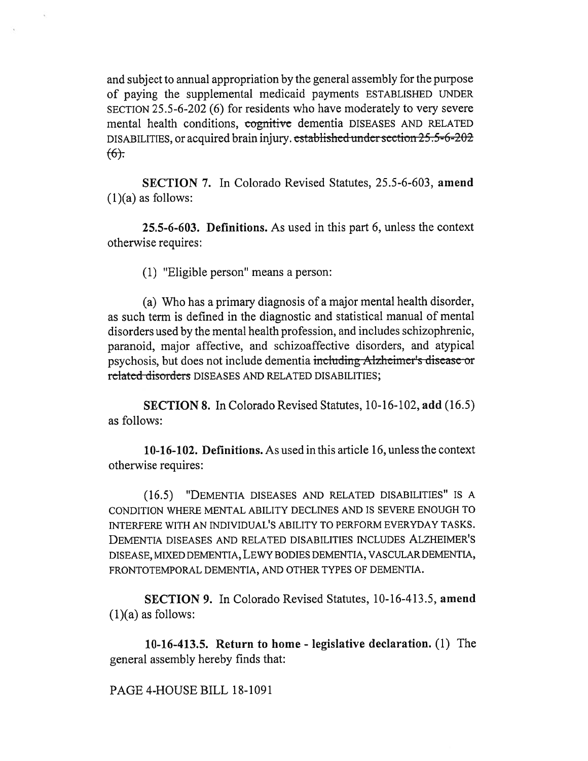and subject to annual appropriation by the general assembly for the purpose of paying the supplemental medicaid payments ESTABLISHED UNDER SECTION 25.5-6-202 (6) for residents who have moderately to very severe mental health conditions, ~~cognitive~~ dementia DISEASES AND RELATED DISABILITIES, or acquired brain injury. ~~established under section 25.5-6-202 (6).~~

**SECTION 7.** In Colorado Revised Statutes, 25.5-6-603, **amend** (1)(a) as follows:

**25.5-6-603. Definitions.** As used in this part 6, unless the context otherwise requires:

(1) "Eligible person" means a person:

(a) Who has a primary diagnosis of a major mental health disorder, as such term is defined in the diagnostic and statistical manual of mental disorders used by the mental health profession, and includes schizophrenic, paranoid, major affective, and schizoaffective disorders, and atypical psychosis, but does not include dementia ~~including Alzheimer's disease or related disorders~~ DISEASES AND RELATED DISABILITIES;

**SECTION 8.** In Colorado Revised Statutes, 10-16-102, **add** (16.5) as follows:

**10-16-102. Definitions.** As used in this article 16, unless the context otherwise requires:

(16.5) "DEMENTIA DISEASES AND RELATED DISABILITIES" IS A CONDITION WHERE MENTAL ABILITY DECLINES AND IS SEVERE ENOUGH TO INTERFERE WITH AN INDIVIDUAL'S ABILITY TO PERFORM EVERYDAY TASKS. DEMENTIA DISEASES AND RELATED DISABILITIES INCLUDES ALZHEIMER'S DISEASE, MIXED DEMENTIA, LEWY BODIES DEMENTIA, VASCULAR DEMENTIA, FRONTOTEMPORAL DEMENTIA, AND OTHER TYPES OF DEMENTIA.

**SECTION 9.** In Colorado Revised Statutes, 10-16-413.5, **amend** (1)(a) as follows:

**10-16-413.5. Return to home - legislative declaration.** (1) The general assembly hereby finds that: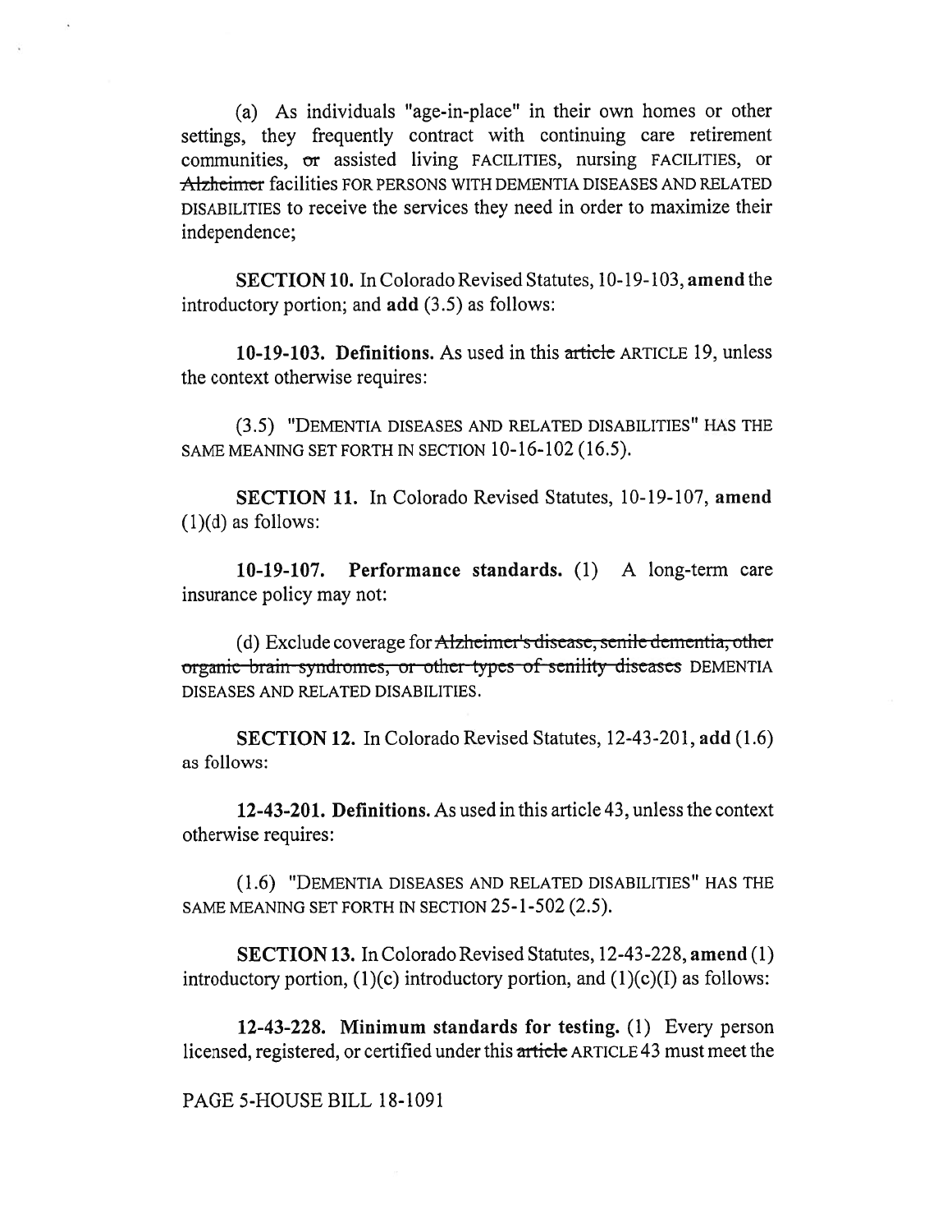(a) As individuals "age-in-place" in their own homes or other settings, they frequently contract with continuing care retirement communities, ~~or~~ assisted living FACILITIES, nursing FACILITIES, or ~~Alzheimer~~ facilities FOR PERSONS WITH DEMENTIA DISEASES AND RELATED DISABILITIES to receive the services they need in order to maximize their independence;

**SECTION 10.** In Colorado Revised Statutes, 10-19-103, **amend** the introductory portion; and **add** (3.5) as follows:

**10-19-103. Definitions.** As used in this ~~article~~ ARTICLE 19, unless the context otherwise requires:

(3.5) "DEMENTIA DISEASES AND RELATED DISABILITIES" HAS THE SAME MEANING SET FORTH IN SECTION 10-16-102 (16.5).

**SECTION 11.** In Colorado Revised Statutes, 10-19-107, **amend** (1)(d) as follows:

**10-19-107. Performance standards.** (1) A long-term care insurance policy may not:

(d) Exclude coverage for ~~Alzheimer's disease, senile dementia, other organic brain syndromes, or other types of senility diseases~~ DEMENTIA DISEASES AND RELATED DISABILITIES.

**SECTION 12.** In Colorado Revised Statutes, 12-43-201, **add** (1.6) as follows:

**12-43-201. Definitions.** As used in this article 43, unless the context otherwise requires:

(1.6) "DEMENTIA DISEASES AND RELATED DISABILITIES" HAS THE SAME MEANING SET FORTH IN SECTION 25-1-502 (2.5).

**SECTION 13.** In Colorado Revised Statutes, 12-43-228, **amend** (1) introductory portion, (1)(c) introductory portion, and (1)(c)(I) as follows:

**12-43-228. Minimum standards for testing.** (1) Every person licensed, registered, or certified under this ~~article~~ ARTICLE 43 must meet the

PAGE 5-HOUSE BILL 18-1091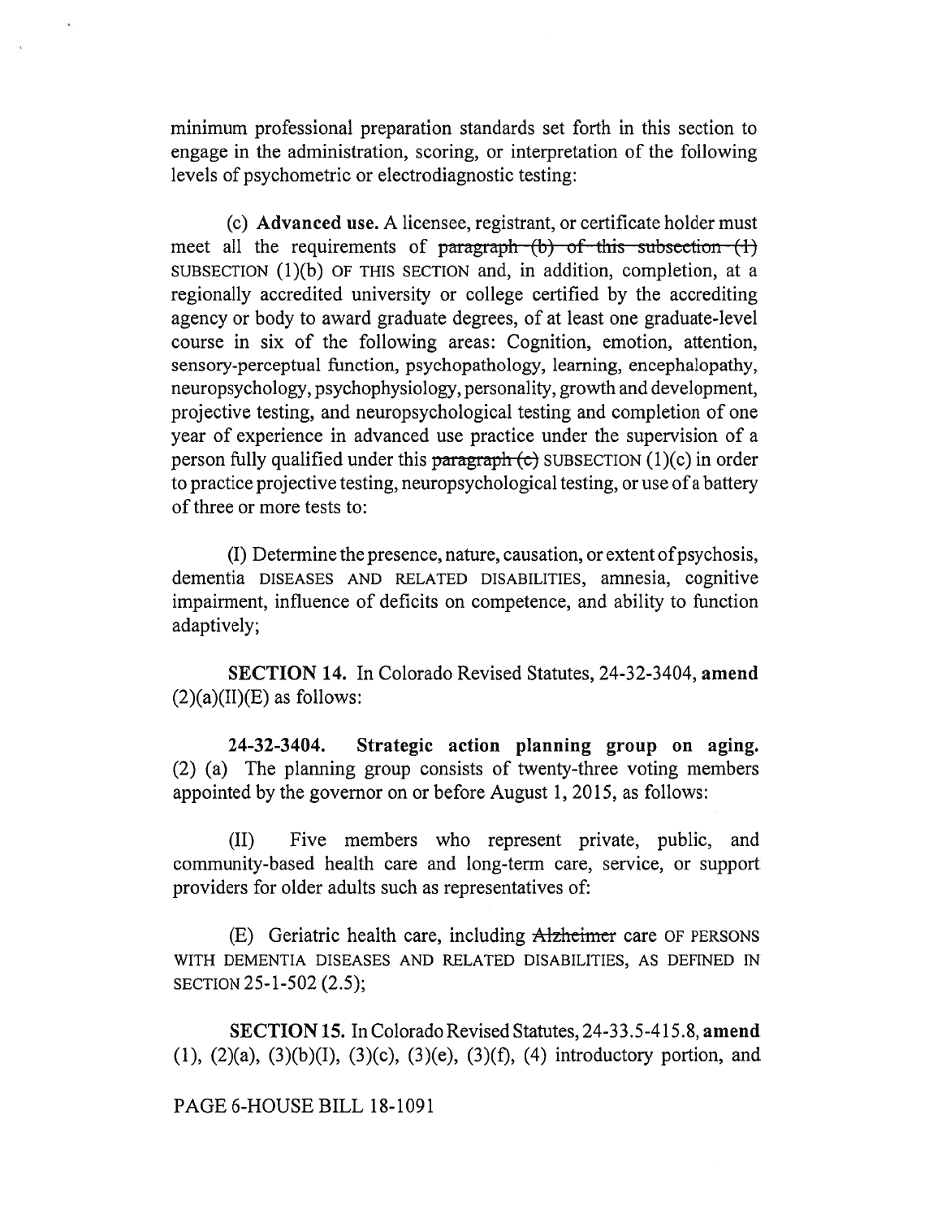minimum professional preparation standards set forth in this section to engage in the administration, scoring, or interpretation of the following levels of psychometric or electrodiagnostic testing:

(c) **Advanced use.** A licensee, registrant, or certificate holder must meet all the requirements of ~~paragraph (b) of this subsection (1)~~ SUBSECTION (1)(b) OF THIS SECTION and, in addition, completion, at a regionally accredited university or college certified by the accrediting agency or body to award graduate degrees, of at least one graduate-level course in six of the following areas: Cognition, emotion, attention, sensory-perceptual function, psychopathology, learning, encephalopathy, neuropsychology, psychophysiology, personality, growth and development, projective testing, and neuropsychological testing and completion of one year of experience in advanced use practice under the supervision of a person fully qualified under this ~~paragraph (c)~~ SUBSECTION (1)(c) in order to practice projective testing, neuropsychological testing, or use of a battery of three or more tests to:

(I) Determine the presence, nature, causation, or extent of psychosis, dementia DISEASES AND RELATED DISABILITIES, amnesia, cognitive impairment, influence of deficits on competence, and ability to function adaptively;

**SECTION 14.** In Colorado Revised Statutes, 24-32-3404, **amend** (2)(a)(II)(E) as follows:

**24-32-3404. Strategic action planning group on aging.** (2) (a) The planning group consists of twenty-three voting members appointed by the governor on or before August 1, 2015, as follows:

(II) Five members who represent private, public, and community-based health care and long-term care, service, or support providers for older adults such as representatives of:

(E) Geriatric health care, including ~~Alzheimer~~ care OF PERSONS WITH DEMENTIA DISEASES AND RELATED DISABILITIES, AS DEFINED IN SECTION 25-1-502 (2.5);

**SECTION 15.** In Colorado Revised Statutes, 24-33.5-415.8, **amend** (1), (2)(a), (3)(b)(I), (3)(c), (3)(e), (3)(f), (4) introductory portion, and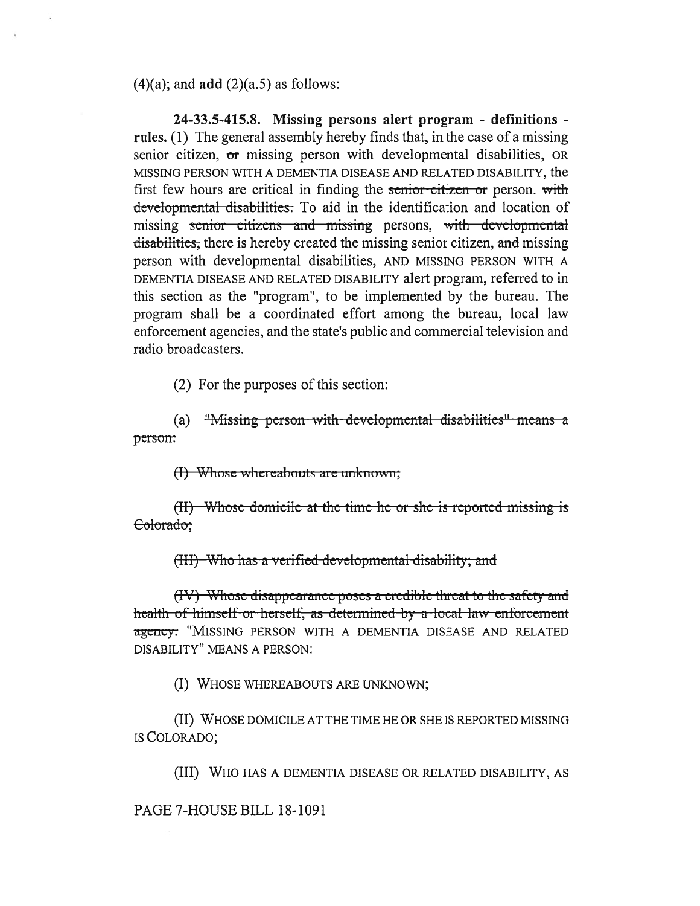(4)(a); and **add** (2)(a.5) as follows:

**24-33.5-415.8. Missing persons alert program - definitions - rules.** (1) The general assembly hereby finds that, in the case of a missing senior citizen, ~~or~~ missing person with developmental disabilities, OR MISSING PERSON WITH A DEMENTIA DISEASE AND RELATED DISABILITY, the first few hours are critical in finding the ~~senior citizen or~~ person. ~~with developmental disabilities.~~ To aid in the identification and location of missing ~~senior citizens and missing~~ persons, ~~with developmental disabilities,~~ there is hereby created the missing senior citizen, ~~and~~ missing person with developmental disabilities, AND MISSING PERSON WITH A DEMENTIA DISEASE AND RELATED DISABILITY alert program, referred to in this section as the "program", to be implemented by the bureau. The program shall be a coordinated effort among the bureau, local law enforcement agencies, and the state's public and commercial television and radio broadcasters.

(2) For the purposes of this section:

(a) ~~"Missing person with developmental disabilities" means a person:~~

~~(I) Whose whereabouts are unknown;~~

~~(II) Whose domicile at the time he or she is reported missing is Colorado;~~

~~(III) Who has a verified developmental disability; and~~

~~(IV) Whose disappearance poses a credible threat to the safety and health of himself or herself, as determined by a local law enforcement agency.~~ "MISSING PERSON WITH A DEMENTIA DISEASE AND RELATED DISABILITY" MEANS A PERSON:

(I) WHOSE WHEREABOUTS ARE UNKNOWN;

(II) WHOSE DOMICILE AT THE TIME HE OR SHE IS REPORTED MISSING IS COLORADO;

(III) WHO HAS A DEMENTIA DISEASE OR RELATED DISABILITY, AS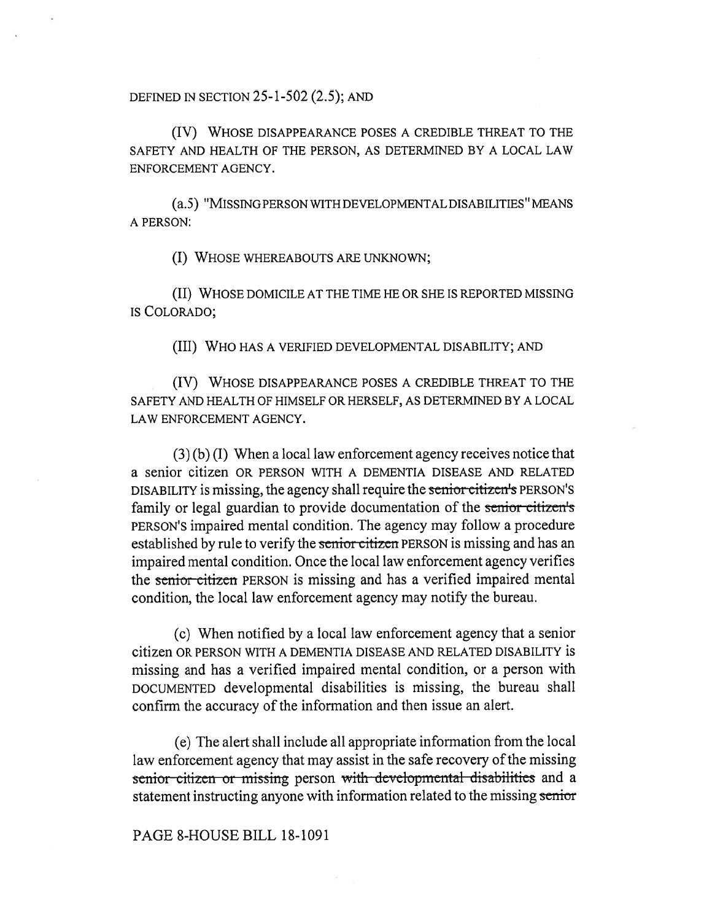DEFINED IN SECTION 25-1-502 (2.5); AND

(IV) WHOSE DISAPPEARANCE POSES A CREDIBLE THREAT TO THE SAFETY AND HEALTH OF THE PERSON, AS DETERMINED BY A LOCAL LAW ENFORCEMENT AGENCY.

(a.5) "MISSING PERSON WITH DEVELOPMENTAL DISABILITIES" MEANS A PERSON:

(I) WHOSE WHEREABOUTS ARE UNKNOWN;

(II) WHOSE DOMICILE AT THE TIME HE OR SHE IS REPORTED MISSING IS COLORADO;

(III) WHO HAS A VERIFIED DEVELOPMENTAL DISABILITY; AND

(IV) WHOSE DISAPPEARANCE POSES A CREDIBLE THREAT TO THE SAFETY AND HEALTH OF HIMSELF OR HERSELF, AS DETERMINED BY A LOCAL LAW ENFORCEMENT AGENCY.

(3) (b) (I) When a local law enforcement agency receives notice that a senior citizen OR PERSON WITH A DEMENTIA DISEASE AND RELATED DISABILITY is missing, the agency shall require the ~~senior citizen's~~ PERSON'S family or legal guardian to provide documentation of the ~~senior citizen's~~ PERSON'S impaired mental condition. The agency may follow a procedure established by rule to verify the ~~senior citizen~~ PERSON is missing and has an impaired mental condition. Once the local law enforcement agency verifies the ~~senior citizen~~ PERSON is missing and has a verified impaired mental condition, the local law enforcement agency may notify the bureau.

(c) When notified by a local law enforcement agency that a senior citizen OR PERSON WITH A DEMENTIA DISEASE AND RELATED DISABILITY is missing and has a verified impaired mental condition, or a person with DOCUMENTED developmental disabilities is missing, the bureau shall confirm the accuracy of the information and then issue an alert.

(e) The alert shall include all appropriate information from the local law enforcement agency that may assist in the safe recovery of the missing ~~senior citizen or missing~~ person ~~with developmental disabilities~~ and a statement instructing anyone with information related to the missing ~~senior~~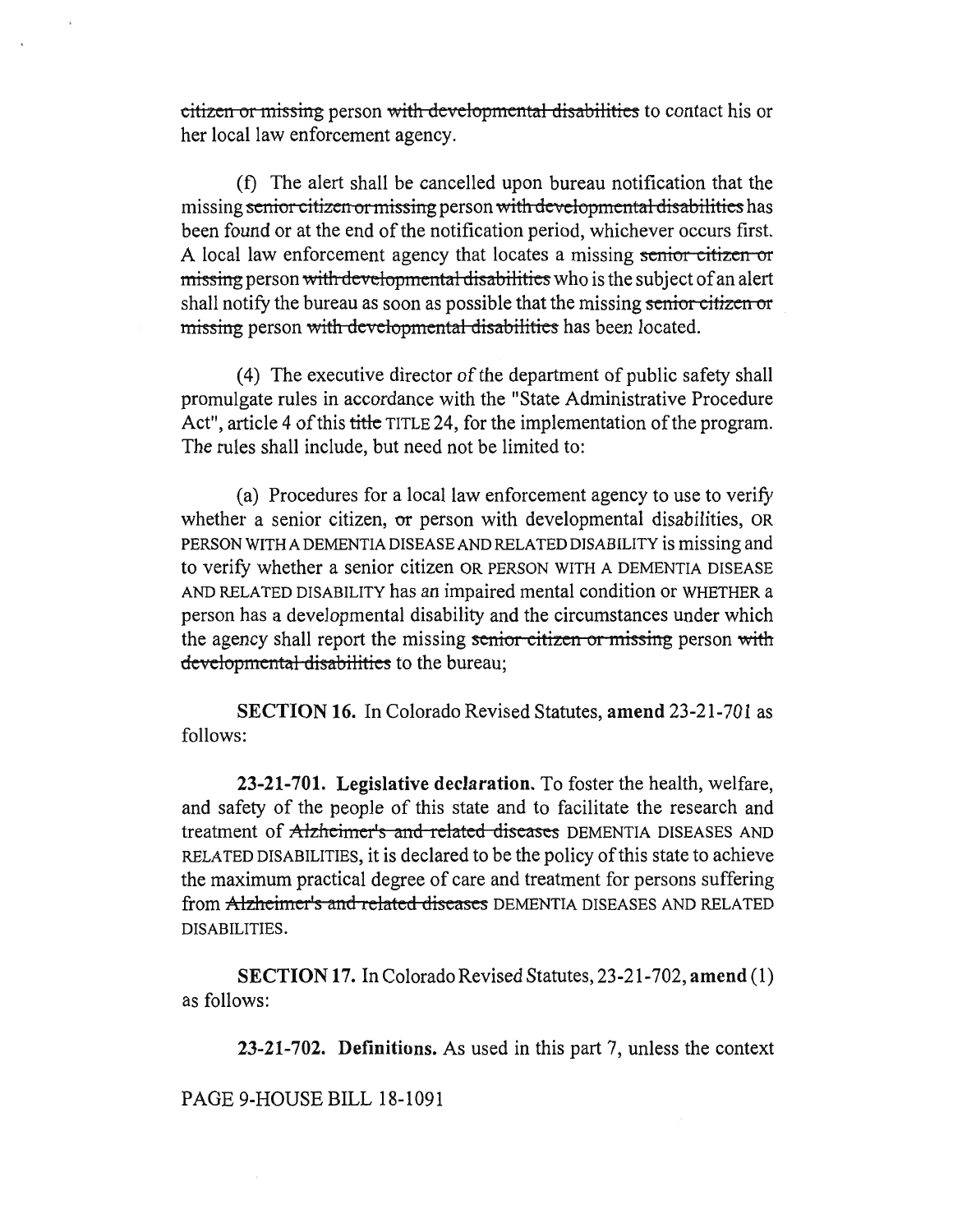~~citizen or missing~~ person ~~with developmental disabilities~~ to contact his or her local law enforcement agency.

(f) The alert shall be cancelled upon bureau notification that the missing ~~senior citizen or missing~~ person ~~with developmental disabilities~~ has been found or at the end of the notification period, whichever occurs first. A local law enforcement agency that locates a missing ~~senior citizen or missing~~ person ~~with developmental disabilities~~ who is the subject of an alert shall notify the bureau as soon as possible that the missing ~~senior citizen or missing~~ person ~~with developmental disabilities~~ has been located.

(4) The executive director of the department of public safety shall promulgate rules in accordance with the "State Administrative Procedure Act", article 4 of this ~~title~~ TITLE 24, for the implementation of the program. The rules shall include, but need not be limited to:

(a) Procedures for a local law enforcement agency to use to verify whether a senior citizen, ~~or~~ person with developmental disabilities, OR PERSON WITH A DEMENTIA DISEASE AND RELATED DISABILITY is missing and to verify whether a senior citizen OR PERSON WITH A DEMENTIA DISEASE AND RELATED DISABILITY has an impaired mental condition or WHETHER a person has a developmental disability and the circumstances under which the agency shall report the missing ~~senior citizen or missing~~ person ~~with developmental disabilities~~ to the bureau;

**SECTION 16.** In Colorado Revised Statutes, **amend** 23-21-701 as follows:

**23-21-701. Legislative declaration.** To foster the health, welfare, and safety of the people of this state and to facilitate the research and treatment of ~~Alzheimer's and related diseases~~ DEMENTIA DISEASES AND RELATED DISABILITIES, it is declared to be the policy of this state to achieve the maximum practical degree of care and treatment for persons suffering from ~~Alzheimer's and related diseases~~ DEMENTIA DISEASES AND RELATED DISABILITIES.

**SECTION 17.** In Colorado Revised Statutes, 23-21-702, **amend** (1) as follows:

**23-21-702. Definitions.** As used in this part 7, unless the context

PAGE 9-HOUSE BILL 18-1091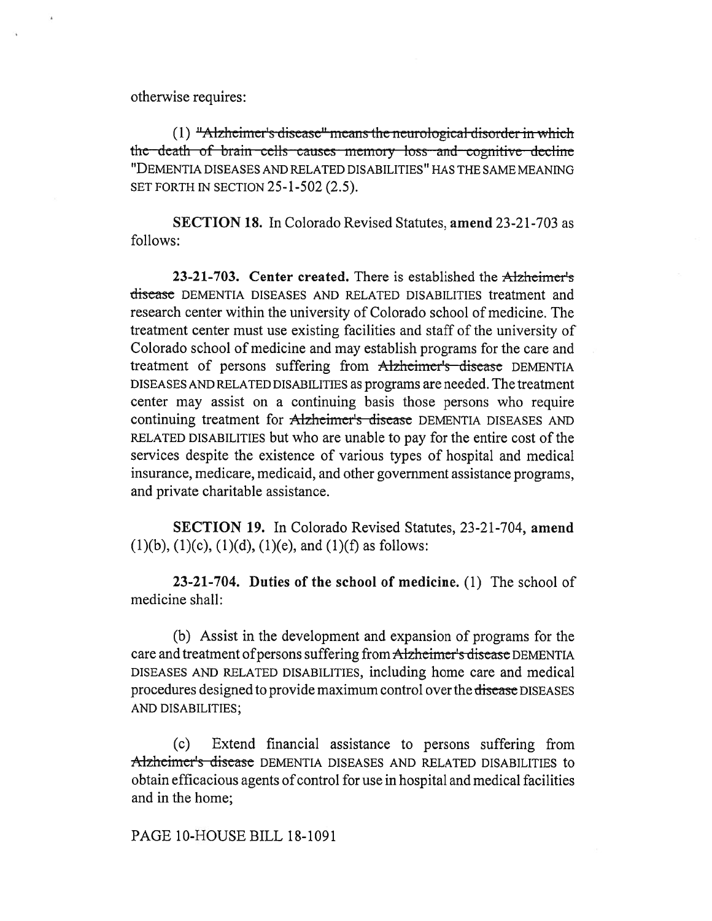otherwise requires:

(1) ~~"Alzheimer's disease" means the neurological disorder in which the death of brain cells causes memory loss and cognitive decline~~ "DEMENTIA DISEASES AND RELATED DISABILITIES" HAS THE SAME MEANING SET FORTH IN SECTION 25-1-502 (2.5).

**SECTION 18.** In Colorado Revised Statutes, **amend** 23-21-703 as follows:

**23-21-703. Center created.** There is established the ~~Alzheimer's disease~~ DEMENTIA DISEASES AND RELATED DISABILITIES treatment and research center within the university of Colorado school of medicine. The treatment center must use existing facilities and staff of the university of Colorado school of medicine and may establish programs for the care and treatment of persons suffering from ~~Alzheimer's disease~~ DEMENTIA DISEASES AND RELATED DISABILITIES as programs are needed. The treatment center may assist on a continuing basis those persons who require continuing treatment for ~~Alzheimer's disease~~ DEMENTIA DISEASES AND RELATED DISABILITIES but who are unable to pay for the entire cost of the services despite the existence of various types of hospital and medical insurance, medicare, medicaid, and other government assistance programs, and private charitable assistance.

**SECTION 19.** In Colorado Revised Statutes, 23-21-704, **amend** (1)(b), (1)(c), (1)(d), (1)(e), and (1)(f) as follows:

**23-21-704. Duties of the school of medicine.** (1) The school of medicine shall:

(b) Assist in the development and expansion of programs for the care and treatment of persons suffering from ~~Alzheimer's disease~~ DEMENTIA DISEASES AND RELATED DISABILITIES, including home care and medical procedures designed to provide maximum control over the ~~disease~~ DISEASES AND DISABILITIES;

(c) Extend financial assistance to persons suffering from ~~Alzheimer's disease~~ DEMENTIA DISEASES AND RELATED DISABILITIES to obtain efficacious agents of control for use in hospital and medical facilities and in the home;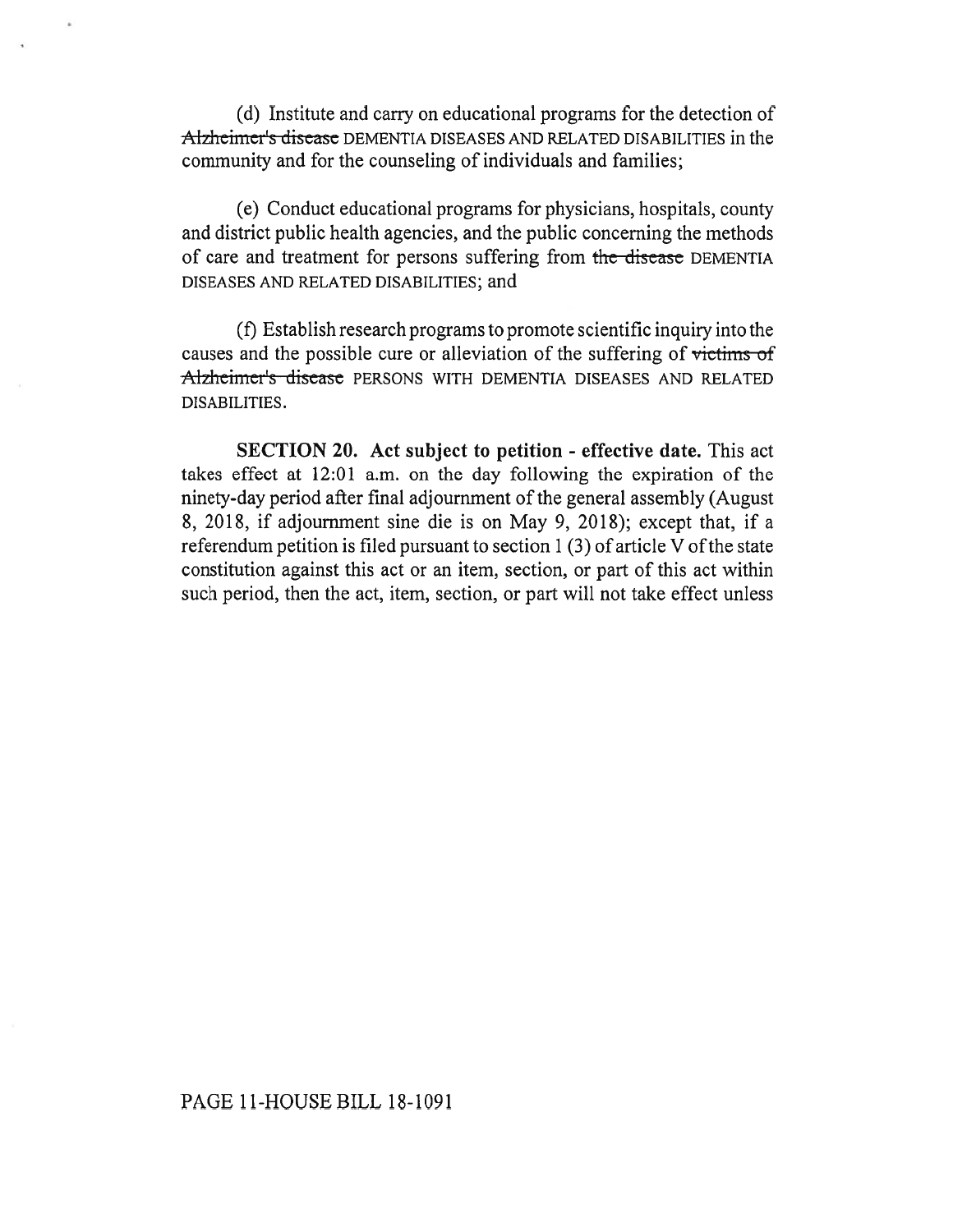(d) Institute and carry on educational programs for the detection of ~~Alzheimer's disease~~ DEMENTIA DISEASES AND RELATED DISABILITIES in the community and for the counseling of individuals and families;

(e) Conduct educational programs for physicians, hospitals, county and district public health agencies, and the public concerning the methods of care and treatment for persons suffering from ~~the disease~~ DEMENTIA DISEASES AND RELATED DISABILITIES; and

(f) Establish research programs to promote scientific inquiry into the causes and the possible cure or alleviation of the suffering of ~~victims of Alzheimer's disease~~ PERSONS WITH DEMENTIA DISEASES AND RELATED DISABILITIES.

**SECTION 20. Act subject to petition - effective date.** This act takes effect at 12:01 a.m. on the day following the expiration of the ninety-day period after final adjournment of the general assembly (August 8, 2018, if adjournment sine die is on May 9, 2018); except that, if a referendum petition is filed pursuant to section 1 (3) of article V of the state constitution against this act or an item, section, or part of this act within such period, then the act, item, section, or part will not take effect unless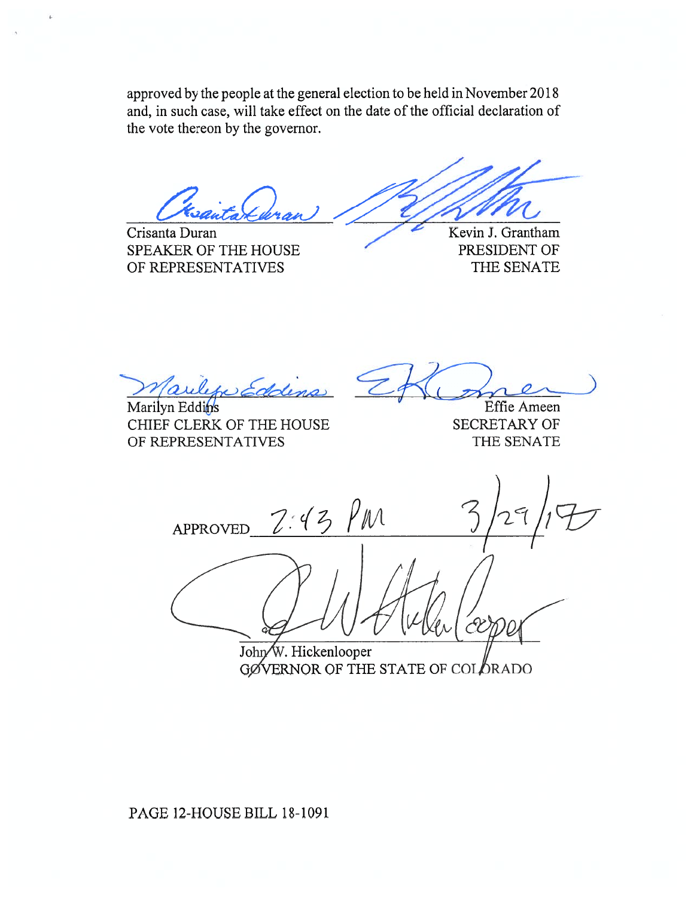approved by the people at the general election to be held in November 2018 and, in such case, will take effect on the date of the official declaration of the vote thereon by the governor.

Crisanta Duran
SPEAKER OF THE HOUSE
OF REPRESENTATIVES

Kevin J. Grantham
PRESIDENT OF
THE SENATE

Marilyn Eddins
CHIEF CLERK OF THE HOUSE
OF REPRESENTATIVES

Effie Ameen
SECRETARY OF
THE SENATE

APPROVED 2:43 PM 3/29/18

John W. Hickenlooper
GOVERNOR OF THE STATE OF COLORADO

PAGE 12-HOUSE BILL 18-1091